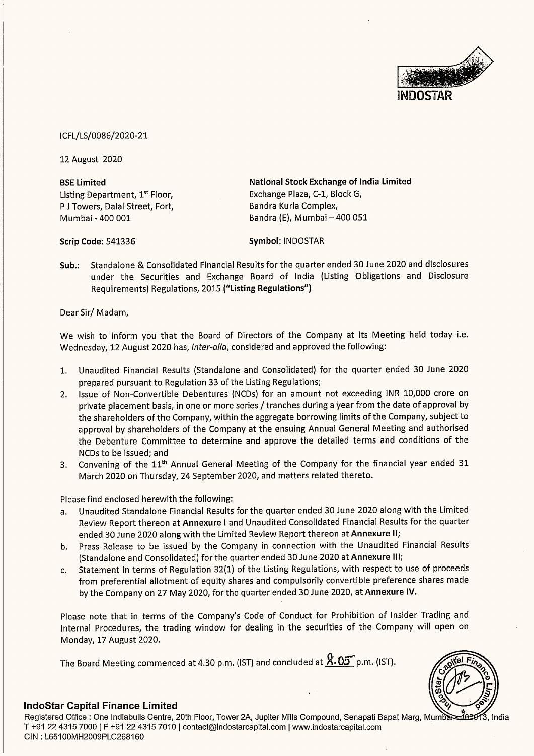ICFL/LS/0086/2020-21

12 August 2020

**BSE Limited**
Listing Department, 1st Floor,
P J Towers, Dalal Street, Fort,
Mumbai - 400 001

**Scrip Code:** 541336

**National Stock Exchange of India Limited**
Exchange Plaza, C-1, Block G,
Bandra Kurla Complex,
Bandra (E), Mumbai – 400 051

**Symbol:** INDOSTAR

**Sub.:** Standalone & Consolidated Financial Results for the quarter ended 30 June 2020 and disclosures under the Securities and Exchange Board of India (Listing Obligations and Disclosure Requirements) Regulations, 2015 (**"Listing Regulations"**)

Dear Sir/ Madam,

We wish to inform you that the Board of Directors of the Company at its Meeting held today i.e. Wednesday, 12 August 2020 has, *inter-alia*, considered and approved the following:

1. Unaudited Financial Results (Standalone and Consolidated) for the quarter ended 30 June 2020 prepared pursuant to Regulation 33 of the Listing Regulations;
2. Issue of Non-Convertible Debentures (NCDs) for an amount not exceeding INR 10,000 crore on private placement basis, in one or more series / tranches during a year from the date of approval by the shareholders of the Company, within the aggregate borrowing limits of the Company, subject to approval by shareholders of the Company at the ensuing Annual General Meeting and authorised the Debenture Committee to determine and approve the detailed terms and conditions of the NCDs to be issued; and
3. Convening of the 11th Annual General Meeting of the Company for the financial year ended 31 March 2020 on Thursday, 24 September 2020, and matters related thereto.

Please find enclosed herewith the following:

a. Unaudited Standalone Financial Results for the quarter ended 30 June 2020 along with the Limited Review Report thereon at **Annexure I** and Unaudited Consolidated Financial Results for the quarter ended 30 June 2020 along with the Limited Review Report thereon at **Annexure II**;
b. Press Release to be issued by the Company in connection with the Unaudited Financial Results (Standalone and Consolidated) for the quarter ended 30 June 2020 at **Annexure III**;
c. Statement in terms of Regulation 32(1) of the Listing Regulations, with respect to use of proceeds from preferential allotment of equity shares and compulsorily convertible preference shares made by the Company on 27 May 2020, for the quarter ended 30 June 2020, at **Annexure IV**.

Please note that in terms of the Company's Code of Conduct for Prohibition of Insider Trading and Internal Procedures, the trading window for dealing in the securities of the Company will open on Monday, 17 August 2020.

The Board Meeting commenced at 4.30 p.m. (IST) and concluded at 8.05 p.m. (IST).

**IndoStar Capital Finance Limited**
Registered Office : One Indiabulls Centre, 20th Floor, Tower 2A, Jupiter Mills Compound, Senapati Bapat Marg, Mumbai – 400013, India
T +91 22 4315 7000 | F +91 22 4315 7010 | contact@indostarcapital.com | www.indostarcapital.com
CIN : L65100MH2009PLC268160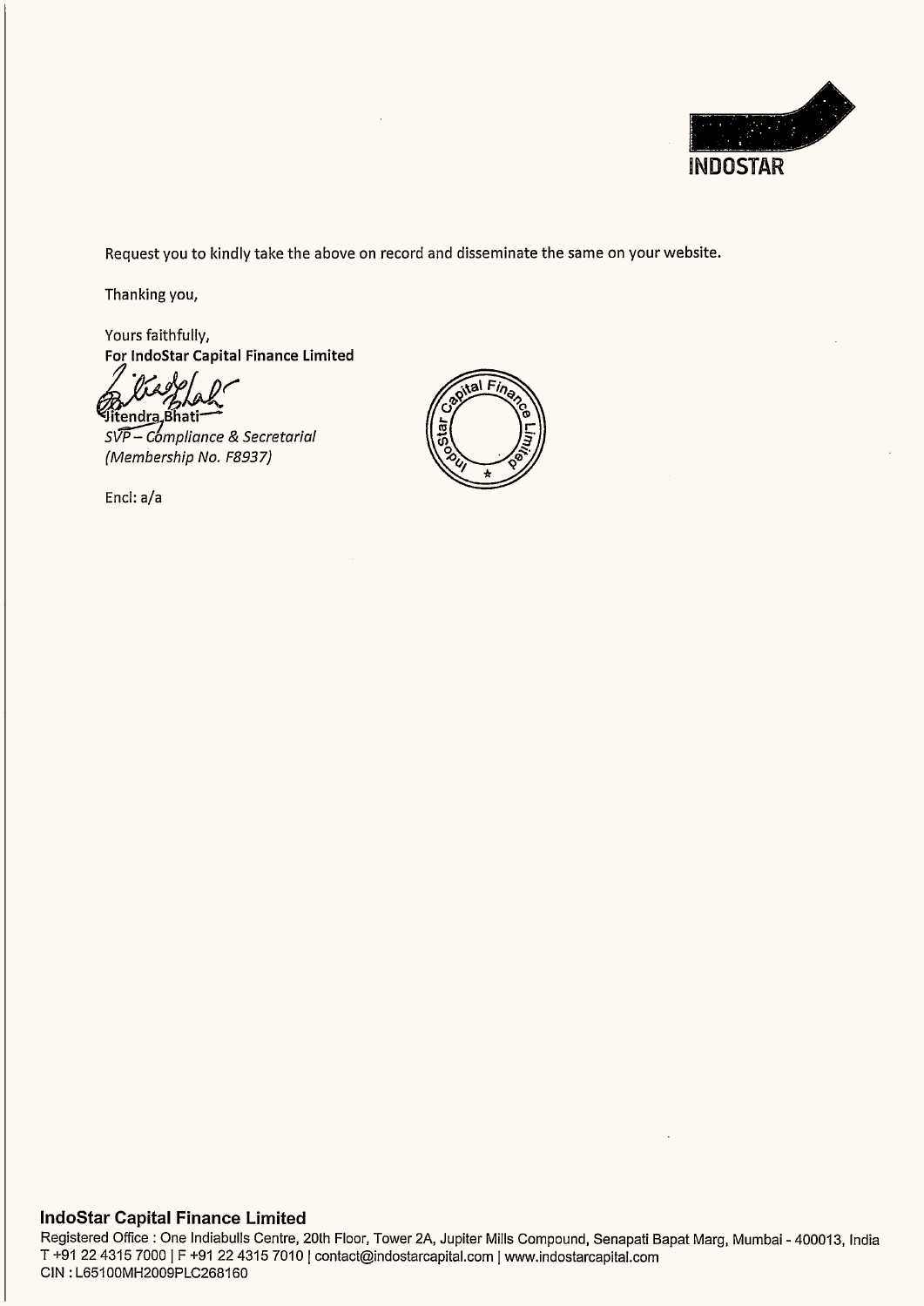Request you to kindly take the above on record and disseminate the same on your website.

Thanking you,

Yours faithfully,
**For IndoStar Capital Finance Limited**

Jitendra Bhati
*SVP – Compliance & Secretarial*
*(Membership No. F8937)*

Encl: a/a

**IndoStar Capital Finance Limited**
Registered Office : One Indiabulls Centre, 20th Floor, Tower 2A, Jupiter Mills Compound, Senapati Bapat Marg, Mumbai - 400013, India
T +91 22 4315 7000 | F +91 22 4315 7010 | contact@indostarcapital.com | www.indostarcapital.com
CIN : L65100MH2009PLC268160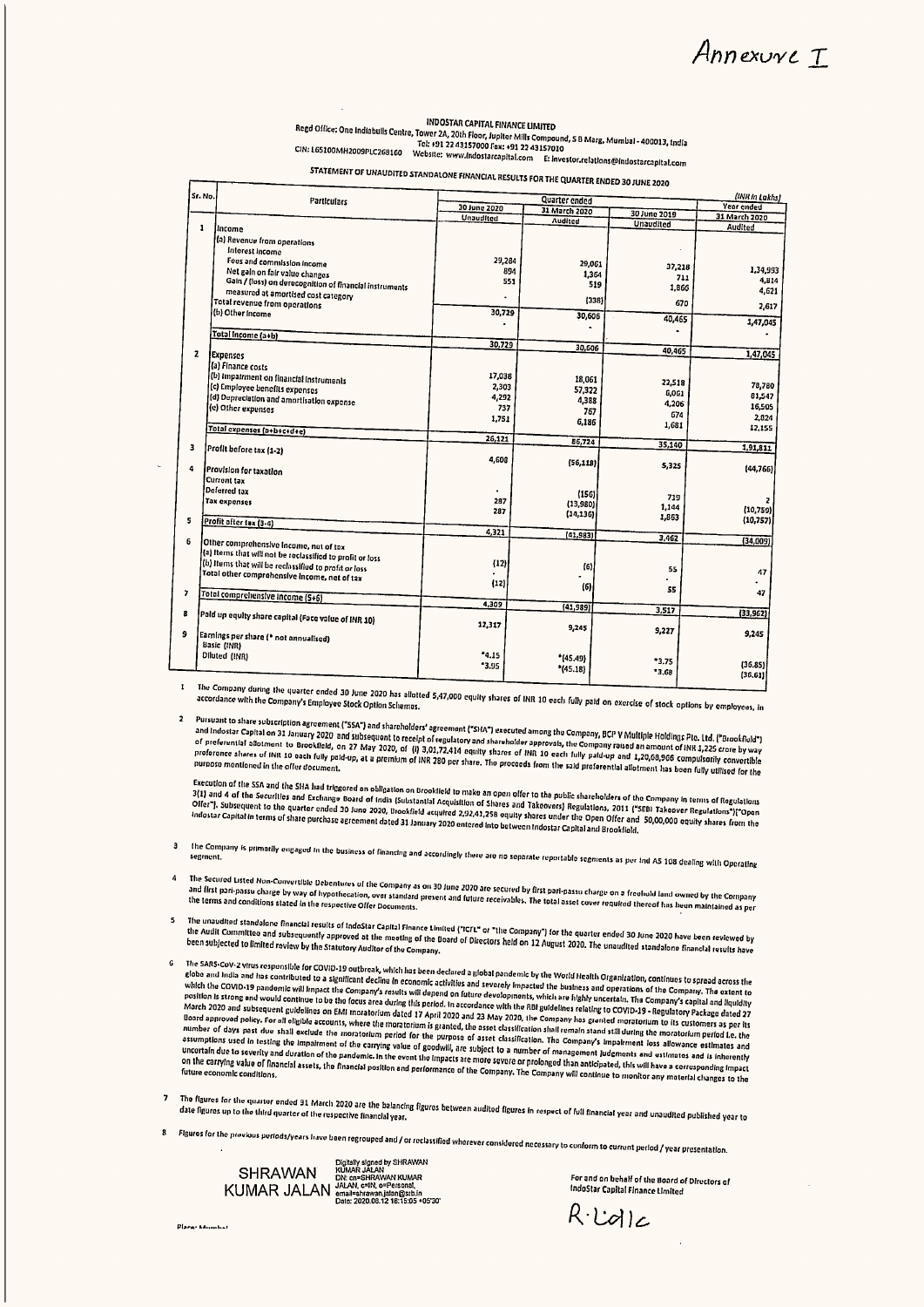Annexure I

INDOSTAR CAPITAL FINANCE LIMITED

Regd Office: One Indiabulls Centre, Tower 2A, 20th Floor, Jupiter Mills Compound, S B Marg, Mumbai - 400013, India

Tel: +91 22 43157000 Fax: +91 22 43157010

CIN: L65100MH2009PLC268160 Website: www.indostarcapital.com E: investor.relations@indostarcapital.com

## STATEMENT OF UNAUDITED STANDALONE FINANCIAL RESULTS FOR THE QUARTER ENDED 30 JUNE 2020

(INR in Lakhs)

| Sr. No. | Particulars | Quarter ended | | | Year ended |
|---|---|---|---|---|---|
| | | 30 June 2020 | 31 March 2020 | 30 June 2019 | 31 March 2020 |
| | | Unaudited | Audited | Unaudited | Audited |
| 1 | Income | | | | |
| | (a) Revenue from operations | | | | |
| | Interest income | 29,284 | 29,061 | 37,218 | 1,34,993 |
| | Fees and commission income | 894 | 1,364 | 711 | 4,814 |
| | Net gain on fair value changes | 551 | 519 | 1,866 | 4,621 |
| | Gain / (loss) on derecognition of financial instruments measured at amortised cost category | - | (338) | 670 | 2,617 |
| | Total revenue from operations | 30,729 | 30,606 | 40,465 | 1,47,045 |
| | (b) Other income | - | - | - | - |
| | Total income (a+b) | 30,729 | 30,606 | 40,465 | 1,47,045 |
| 2 | Expenses | | | | |
| | (a) Finance costs | 17,038 | 18,061 | 22,518 | 78,780 |
| | (b) Impairment on financial instruments | 2,303 | 57,322 | 6,061 | 81,547 |
| | (c) Employee benefits expenses | 4,292 | 4,388 | 4,206 | 16,505 |
| | (d) Depreciation and amortisation expense | 737 | 767 | 674 | 2,824 |
| | (e) Other expenses | 1,751 | 6,186 | 1,681 | 12,155 |
| | Total expenses (a+b+c+d+e) | 26,121 | 86,724 | 35,140 | 1,91,811 |
| 3 | Profit before tax (1-2) | 4,608 | (56,118) | 5,325 | (44,766) |
| 4 | Provision for taxation | | | | |
| | Current tax | - | (156) | 719 | 2 |
| | Deferred tax | 287 | (13,980) | 1,144 | (10,759) |
| | Tax expenses | 287 | (14,136) | 1,863 | (10,757) |
| 5 | Profit after tax (3-4) | 4,321 | (41,983) | 3,462 | (34,009) |
| 6 | Other comprehensive income, net of tax | | | | |
| | (a) Items that will not be reclassified to profit or loss | (12) | (6) | 55 | 47 |
| | (b) Items that will be reclassified to profit or loss | - | - | - | - |
| | Total other comprehensive income, net of tax | (12) | (6) | 55 | 47 |
| 7 | Total comprehensive income (5+6) | 4,309 | (41,989) | 3,517 | (33,962) |
| 8 | Paid up equity share capital (Face value of INR 10) | 12,317 | 9,245 | 9,227 | 9,245 |
| 9 | Earnings per share (* not annualised) | | | | |
| | Basic (INR) | *4.15 | *(45.49) | *3.75 | (36.85) |
| | Diluted (INR) | *3.95 | *(45.18) | *3.68 | (36.61) |

1. The Company during the quarter ended 30 June 2020 has allotted 5,47,000 equity shares of INR 10 each fully paid on exercise of stock options by employees, in accordance with the Company's Employee Stock Option Schemes.

2. Pursuant to share subscription agreement ("SSA") and shareholders' agreement ("SHA") executed among the Company, BCP V Multiple Holdings Pte. Ltd. ("Brookfield") and Indostar Capital on 31 January 2020 and subsequent to receipt of regulatory and shareholder approvals, the Company raised an amount of INR 1,225 crore by way of preferential allotment to Brookfield, on 27 May 2020, of (i) 3,01,72,414 equity shares of INR 10 each fully paid-up and 1,20,68,966 compulsorily convertible preference shares of INR 10 each fully paid-up, at a premium of INR 280 per share. The proceeds from the said preferential allotment has been fully utilised for the purpose mentioned in the offer document.

   Execution of the SSA and the SHA had triggered an obligation on Brookfield to make an open offer to the public shareholders of the Company in terms of Regulations 3(1) and 4 of the Securities and Exchange Board of India (Substantial Acquisition of Shares and Takeovers) Regulations, 2011 ("SEBI Takeover Regulations")("Open Offer"). Subsequent to the quarter ended 30 June 2020, Brookfield acquired 2,92,41,258 equity shares under the Open Offer and 50,00,000 equity shares from the Indostar Capital in terms of share purchase agreement dated 31 January 2020 entered into between Indostar Capital and Brookfield.

3. The Company is primarily engaged in the business of financing and accordingly there are no separate reportable segments as per Ind AS 108 dealing with Operating segment.

4. The Secured Listed Non-Convertible Debentures of the Company as on 30 June 2020 are secured by first pari-passu charge on a freehold land owned by the Company and first pari-passu charge by way of hypothecation, over standard present and future receivables. The total asset cover required thereof has been maintained as per the terms and conditions stated in the respective Offer Documents.

5. The unaudited standalone financial results of IndoStar Capital Finance Limited ("ICFL" or "the Company") for the quarter ended 30 June 2020 have been reviewed by the Audit Committee and subsequently approved at the meeting of the Board of Directors held on 12 August 2020. The unaudited standalone financial results have been subjected to limited review by the Statutory Auditor of the Company.

6. The SARS-CoV-2 virus responsible for COVID-19 outbreak, which has been declared a global pandemic by the World Health Organization, continues to spread across the globe and India and has contributed to a significant decline in economic activities and severely impacted the business and operations of the Company. The extent to which the COVID-19 pandemic will impact the Company's results will depend on future developments, which are highly uncertain. The Company's capital and liquidity position is strong and would continue to be the focus area during this period. In accordance with the RBI guidelines relating to COVID-19 - Regulatory Package dated 27 March 2020 and subsequent guidelines on EMI moratorium dated 17 April 2020 and 23 May 2020, the Company has granted moratorium to its customers as per its Board approved policy. For all eligible accounts, where the moratorium is granted, the asset classification shall remain stand still during the moratorium period i.e. the number of days past due shall exclude the moratorium period for the purpose of asset classification. The Company's impairment loss allowance estimates and assumptions used in testing the impairment of the carrying value of goodwill, are subject to a number of management judgments and estimates and is inherently uncertain due to severity and duration of the pandemic. In the event the impacts are more severe or prolonged than anticipated, this will have a corresponding impact on the carrying value of financial assets, the financial position and performance of the Company. The Company will continue to monitor any material changes to the future economic conditions.

7. The figures for the quarter ended 31 March 2020 are the balancing figures between audited figures in respect of full financial year and unaudited published year to date figures up to the third quarter of the respective financial year.

8. Figures for the previous periods/years have been regrouped and / or reclassified wherever considered necessary to conform to current period / year presentation.

SHRAWAN KUMAR JALAN

Digitally signed by SHRAWAN KUMAR JALAN
DN: cn=SHRAWAN KUMAR JALAN, c=IN, o=Personal, email=shrawan.jalan@srb.in
Date: 2020.08.12 18:15:05 +05'30'

For and on behalf of the Board of Directors of
IndoStar Capital Finance Limited

R. Lolla

Place: Mumbai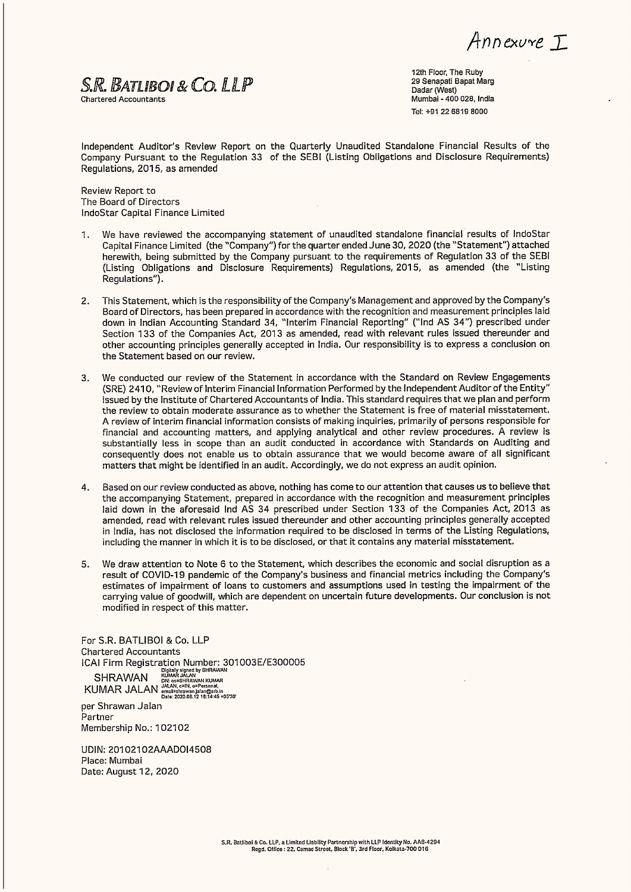Annexure I

**S.R. BATLIBOI & Co. LLP**
Chartered Accountants

12th Floor, The Ruby
29 Senapati Bapat Marg
Dadar (West)
Mumbai - 400 028, India
Tel: +91 22 6819 8000

Independent Auditor's Review Report on the Quarterly Unaudited Standalone Financial Results of the Company Pursuant to the Regulation 33 of the SEBI (Listing Obligations and Disclosure Requirements) Regulations, 2015, as amended

Review Report to
The Board of Directors
IndoStar Capital Finance Limited

1. We have reviewed the accompanying statement of unaudited standalone financial results of IndoStar Capital Finance Limited (the "Company") for the quarter ended June 30, 2020 (the "Statement") attached herewith, being submitted by the Company pursuant to the requirements of Regulation 33 of the SEBI (Listing Obligations and Disclosure Requirements) Regulations, 2015, as amended (the "Listing Regulations").

2. This Statement, which is the responsibility of the Company's Management and approved by the Company's Board of Directors, has been prepared in accordance with the recognition and measurement principles laid down in Indian Accounting Standard 34, "Interim Financial Reporting" ("Ind AS 34") prescribed under Section 133 of the Companies Act, 2013 as amended, read with relevant rules issued thereunder and other accounting principles generally accepted in India. Our responsibility is to express a conclusion on the Statement based on our review.

3. We conducted our review of the Statement in accordance with the Standard on Review Engagements (SRE) 2410, "Review of Interim Financial Information Performed by the Independent Auditor of the Entity" issued by the Institute of Chartered Accountants of India. This standard requires that we plan and perform the review to obtain moderate assurance as to whether the Statement is free of material misstatement. A review of interim financial information consists of making inquiries, primarily of persons responsible for financial and accounting matters, and applying analytical and other review procedures. A review is substantially less in scope than an audit conducted in accordance with Standards on Auditing and consequently does not enable us to obtain assurance that we would become aware of all significant matters that might be identified in an audit. Accordingly, we do not express an audit opinion.

4. Based on our review conducted as above, nothing has come to our attention that causes us to believe that the accompanying Statement, prepared in accordance with the recognition and measurement principles laid down in the aforesaid Ind AS 34 prescribed under Section 133 of the Companies Act, 2013 as amended, read with relevant rules issued thereunder and other accounting principles generally accepted in India, has not disclosed the information required to be disclosed in terms of the Listing Regulations, including the manner in which it is to be disclosed, or that it contains any material misstatement.

5. We draw attention to Note 6 to the Statement, which describes the economic and social disruption as a result of COVID-19 pandemic of the Company's business and financial metrics including the Company's estimates of impairment of loans to customers and assumptions used in testing the impairment of the carrying value of goodwill, which are dependent on uncertain future developments. Our conclusion is not modified in respect of this matter.

For S.R. BATLIBOI & Co. LLP
Chartered Accountants
ICAI Firm Registration Number: 301003E/E300005

SHRAWAN KUMAR JALAN
Digitally signed by SHRAWAN KUMAR JALAN
DN: cn=SHRAWAN KUMAR JALAN, c=IN, o=Personal, email=shrawan.jalan@srb.in
Date: 2020.08.12 18:14:45 +05'30'

per Shrawan Jalan
Partner
Membership No.: 102102

UDIN: 20102102AAADOI4508
Place: Mumbai
Date: August 12, 2020

S.R. Batliboi & Co. LLP, a Limited Liability Partnership with LLP Identity No. AAB-4294
Regd. Office : 22, Camac Street, Block 'B', 3rd Floor, Kolkata-700 016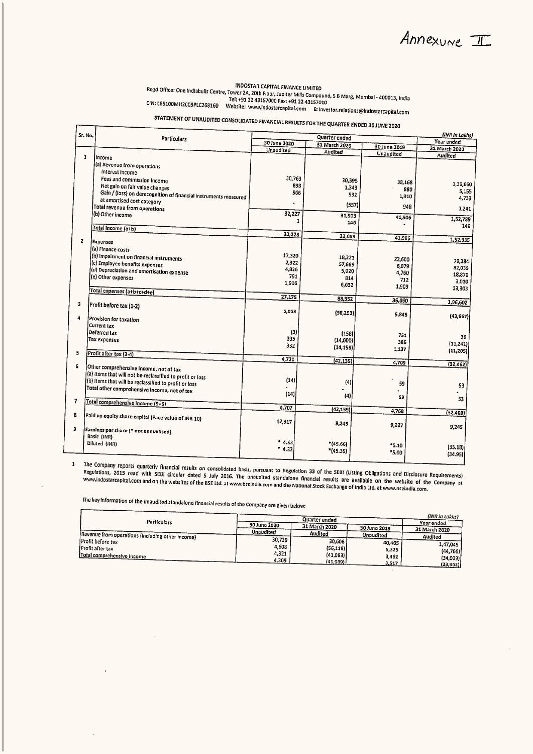Annexure II

INDOSTAR CAPITAL FINANCE LIMITED
Regd Office: One Indiabulls Centre, Tower 2A, 20th Floor, Jupiter Mills Compound, S B Marg, Mumbai - 400013, India
Tel: +91 22 43157000 Fax: +91 22 43157010
CIN: L65100MH2009PLC268160 Website: www.indostarcapital.com E: investor.relations@indostarcapital.com

## STATEMENT OF UNAUDITED CONSOLIDATED FINANCIAL RESULTS FOR THE QUARTER ENDED 30 JUNE 2020

(INR in Lakhs)

| Sr. No. | Particulars | Quarter ended | | | Year ended |
|---|---|---|---|---|---|
| | | 30 June 2020 | 31 March 2020 | 30 June 2019 | 31 March 2020 |
| | | Unaudited | Audited | Unaudited | Audited |
| 1 | Income | | | | |
| | (a) Revenue from operations | | | | |
| | Interest income | 30,763 | 30,395 | 38,168 | 1,39,660 |
| | Fees and commission income | 898 | 1,343 | 880 | 5,155 |
| | Net gain on fair value changes | 566 | 532 | 1,910 | 4,733 |
| | Gain / (loss) on derecognition of financial instruments measured at amortised cost category | - | (357) | 948 | 3,241 |
| | Total revenue from operations | 32,227 | 31,913 | 41,906 | 1,52,789 |
| | (b) Other income | 1 | 146 | - | 146 |
| | Total income (a+b) | 32,228 | 32,059 | 41,906 | 1,52,935 |
| 2 | Expenses | | | | |
| | (a) Finance costs | 17,320 | 18,221 | 22,600 | 79,384 |
| | (b) Impairment on financial instruments | 2,322 | 57,665 | 6,079 | 82,035 |
| | (c) Employee benefits expenses | 4,826 | 5,020 | 4,760 | 18,870 |
| | (d) Depreciation and amortisation expense | 791 | 814 | 712 | 3,010 |
| | (e) Other expenses | 1,916 | 6,632 | 1,909 | 13,303 |
| | Total expenses (a+b+c+d+e) | 27,175 | 88,352 | 36,060 | 1,96,602 |
| 3 | Profit before tax (1-2) | 5,053 | (56,293) | 5,846 | (43,667) |
| 4 | Provision for taxation | | | | |
| | Current tax | (3) | (158) | 751 | 36 |
| | Deferred tax | 335 | (14,000) | 386 | (11,241) |
| | Tax expenses | 332 | (14,158) | 1,137 | (11,205) |
| 5 | Profit after tax (3-4) | 4,721 | (42,135) | 4,709 | (32,462) |
| 6 | Other comprehensive income, net of tax | | | | |
| | (a) Items that will not be reclassified to profit or loss | (14) | (4) | 59 | 53 |
| | (b) Items that will be reclassified to profit or loss | - | - | - | - |
| | Total other comprehensive income, net of tax | (14) | (4) | 59 | 53 |
| 7 | Total comprehensive income (5+6) | 4,707 | (42,139) | 4,768 | (32,409) |
| 8 | Paid up equity share capital (Face value of INR 10) | 12,317 | 9,245 | 9,227 | 9,245 |
| 9 | Earnings per share (* not annualised) | | | | |
| | Basic (INR) | * 4.53 | *(45.66) | *5.10 | (35.18) |
| | Diluted (INR) | * 4.32 | *(45.35) | *5.00 | (34.95) |

1 The Company reports quarterly financial results on consolidated basis, pursuant to Regulation 33 of the SEBI (Listing Obligations and Disclosure Requirements) Regulations, 2015 read with SEBI circular dated 5 July 2016. The unaudited standalone financial results are available on the website of the Company at www.indostarcapital.com and on the websites of the BSE Ltd. at www.bseindia.com and the National Stock Exchange of India Ltd. at www.nseindia.com.

The key information of the unaudited standalone financial results of the Company are given below:

(INR in Lakhs)

| Particulars | Quarter ended | | | Year ended |
|---|---|---|---|---|
| | 30 June 2020 | 31 March 2020 | 30 June 2019 | 31 March 2020 |
| | Unaudited | Audited | Unaudited | Audited |
| Revenue from operations (including other income) | 30,729 | 30,606 | 40,465 | 1,47,045 |
| Profit before tax | 4,608 | (56,118) | 5,325 | (44,766) |
| Profit after tax | 4,321 | (41,983) | 3,462 | (34,009) |
| Total comprehensive income | 4,309 | (41,989) | 3,517 | (33,962) |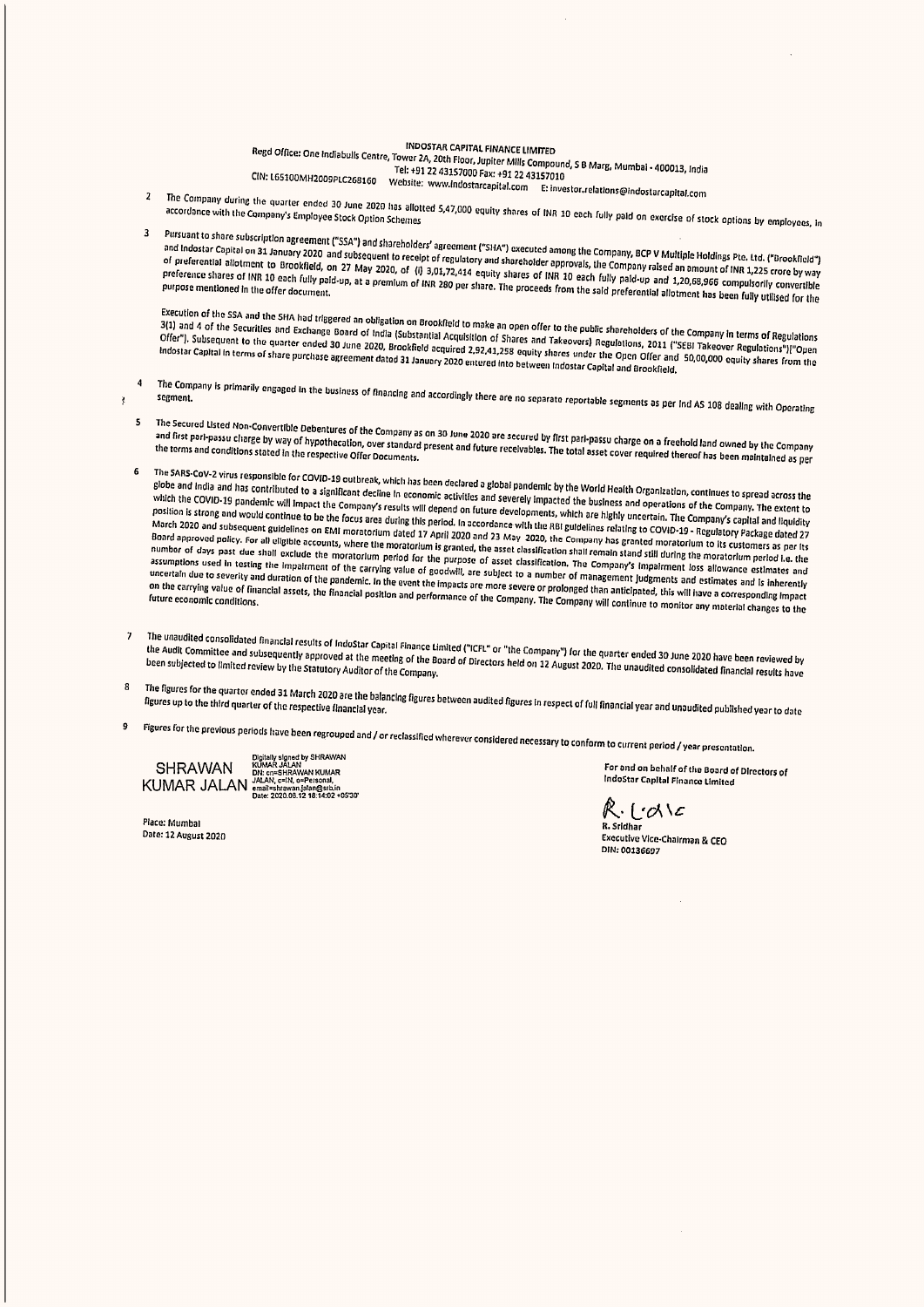**INDOSTAR CAPITAL FINANCE LIMITED**
Regd Office: One Indiabulls Centre, Tower 2A, 20th Floor, Jupiter Mills Compound, S B Marg, Mumbai - 400013, India
Tel: +91 22 43157000 Fax: +91 22 43157010
CIN: L65100MH2009PLC268160 Website: www.indostarcapital.com E: investor.relations@indostarcapital.com

2. The Company during the quarter ended 30 June 2020 has allotted 5,47,000 equity shares of INR 10 each fully paid on exercise of stock options by employees, in accordance with the Company's Employee Stock Option Schemes

3. Pursuant to share subscription agreement ("SSA") and shareholders' agreement ("SHA") executed among the Company, BCP V Multiple Holdings Pte. Ltd. ("Brookfield") and Indostar Capital on 31 January 2020 and subsequent to receipt of regulatory and shareholder approvals, the Company raised an amount of INR 1,225 crore by way of preferential allotment to Brookfield, on 27 May 2020, of (i) 3,01,72,414 equity shares of INR 10 each fully paid-up and 1,20,68,966 compulsorily convertible preference shares of INR 10 each fully paid-up, at a premium of INR 280 per share. The proceeds from the said preferential allotment has been fully utilised for the purpose mentioned in the offer document.

   Execution of the SSA and the SHA had triggered an obligation on Brookfield to make an open offer to the public shareholders of the Company in terms of Regulations 3(1) and 4 of the Securities and Exchange Board of India (Substantial Acquisition of Shares and Takeovers) Regulations, 2011 ("SEBI Takeover Regulations")("Open Offer"). Subsequent to the quarter ended 30 June 2020, Brookfield acquired 2,92,41,258 equity shares under the Open Offer and 50,00,000 equity shares from the Indostar Capital in terms of share purchase agreement dated 31 January 2020 entered into between Indostar Capital and Brookfield.

4. The Company is primarily engaged in the business of financing and accordingly there are no separate reportable segments as per Ind AS 108 dealing with Operating segment.

5. The Secured Listed Non-Convertible Debentures of the Company as on 30 June 2020 are secured by first pari-passu charge on a freehold land owned by the Company and first pari-passu charge by way of hypothecation, over standard present and future receivables. The total asset cover required thereof has been maintained as per the terms and conditions stated in the respective Offer Documents.

6. The SARS-CoV-2 virus responsible for COVID-19 outbreak, which has been declared a global pandemic by the World Health Organization, continues to spread across the globe and India and has contributed to a significant decline in economic activities and severely impacted the business and operations of the Company. The extent to which the COVID-19 pandemic will impact the Company's results will depend on future developments, which are highly uncertain. The Company's capital and liquidity position is strong and would continue to be the focus area during this period. In accordance with the RBI guidelines relating to COVID-19 - Regulatory Package dated 27 March 2020 and subsequent guidelines on EMI moratorium dated 17 April 2020 and 23 May 2020, the Company has granted moratorium to its customers as per its Board approved policy. For all eligible accounts, where the moratorium is granted, the asset classification shall remain stand still during the moratorium period i.e. the number of days past due shall exclude the moratorium period for the purpose of asset classification. The Company's impairment loss allowance estimates and assumptions used in testing the impairment of the carrying value of goodwill, are subject to a number of management judgments and estimates and is inherently uncertain due to severity and duration of the pandemic. In the event the impacts are more severe or prolonged than anticipated, this will have a corresponding impact on the carrying value of financial assets, the financial position and performance of the Company. The Company will continue to monitor any material changes to the future economic conditions.

7. The unaudited consolidated financial results of IndoStar Capital Finance Limited ("ICFL" or "the Company") for the quarter ended 30 June 2020 have been reviewed by the Audit Committee and subsequently approved at the meeting of the Board of Directors held on 12 August 2020. The unaudited consolidated financial results have been subjected to limited review by the Statutory Auditor of the Company.

8. The figures for the quarter ended 31 March 2020 are the balancing figures between audited figures in respect of full financial year and unaudited published year to date figures up to the third quarter of the respective financial year.

9. Figures for the previous periods have been regrouped and / or reclassified wherever considered necessary to conform to current period / year presentation.

SHRAWAN KUMAR JALAN
Digitally signed by SHRAWAN KUMAR JALAN
DN: cn=SHRAWAN KUMAR JALAN, c=IN, o=Personal, email=shrawan.jalan@srb.in
Date: 2020.08.12 18:14:02 +05'30'

Place: Mumbai
Date: 12 August 2020

For and on behalf of the Board of Directors of IndoStar Capital Finance Limited

R. Sridhar
Executive Vice-Chairman & CEO
DIN: 00136697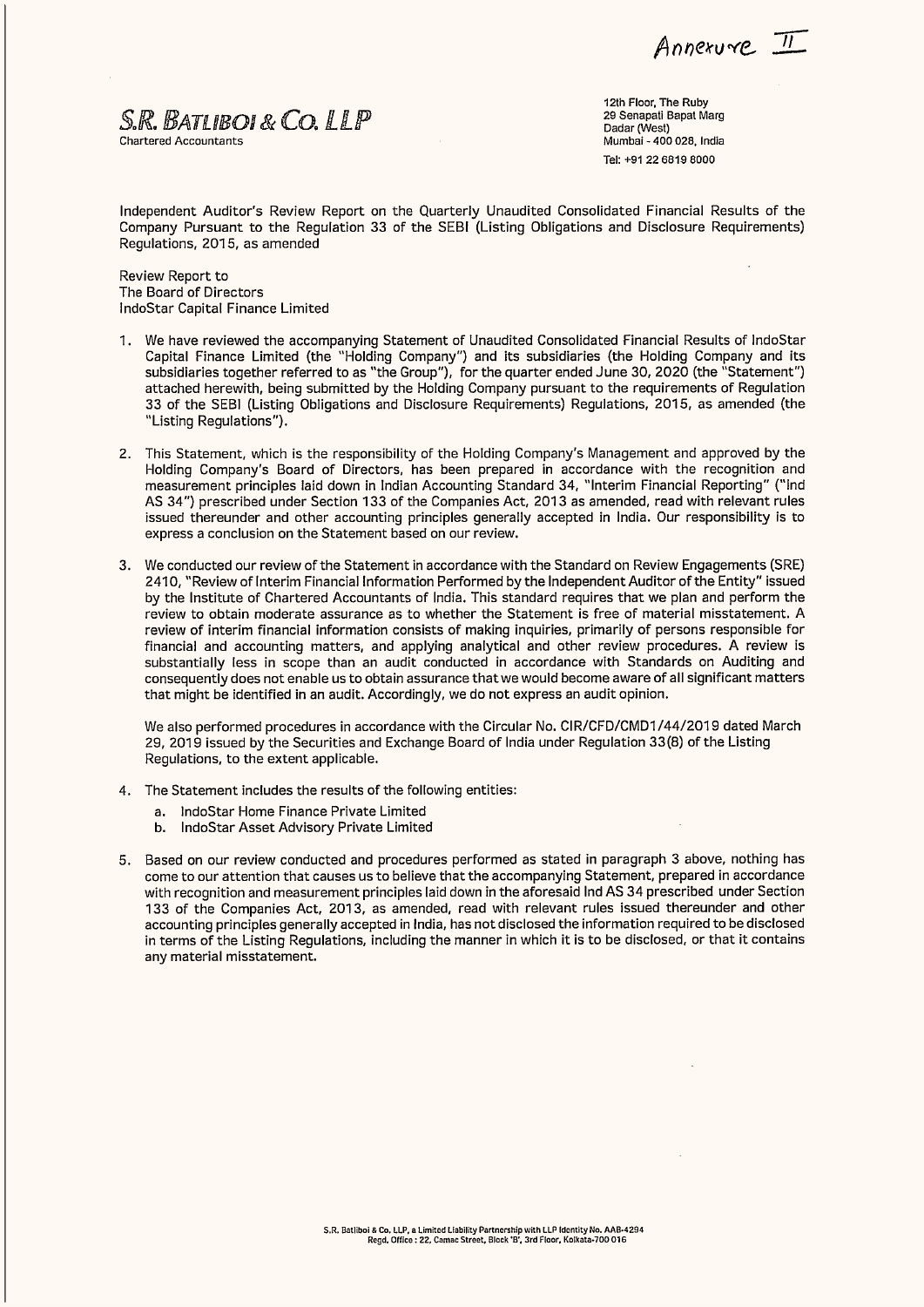Annexure II

**S.R. BATLIBOI & CO. LLP**
Chartered Accountants

12th Floor, The Ruby
29 Senapati Bapat Marg
Dadar (West)
Mumbai - 400 028, India
Tel: +91 22 6819 8000

Independent Auditor's Review Report on the Quarterly Unaudited Consolidated Financial Results of the Company Pursuant to the Regulation 33 of the SEBI (Listing Obligations and Disclosure Requirements) Regulations, 2015, as amended

Review Report to
The Board of Directors
IndoStar Capital Finance Limited

1. We have reviewed the accompanying Statement of Unaudited Consolidated Financial Results of IndoStar Capital Finance Limited (the "Holding Company") and its subsidiaries (the Holding Company and its subsidiaries together referred to as "the Group"), for the quarter ended June 30, 2020 (the "Statement") attached herewith, being submitted by the Holding Company pursuant to the requirements of Regulation 33 of the SEBI (Listing Obligations and Disclosure Requirements) Regulations, 2015, as amended (the "Listing Regulations").

2. This Statement, which is the responsibility of the Holding Company's Management and approved by the Holding Company's Board of Directors, has been prepared in accordance with the recognition and measurement principles laid down in Indian Accounting Standard 34, "Interim Financial Reporting" ("Ind AS 34") prescribed under Section 133 of the Companies Act, 2013 as amended, read with relevant rules issued thereunder and other accounting principles generally accepted in India. Our responsibility is to express a conclusion on the Statement based on our review.

3. We conducted our review of the Statement in accordance with the Standard on Review Engagements (SRE) 2410, "Review of Interim Financial Information Performed by the Independent Auditor of the Entity" issued by the Institute of Chartered Accountants of India. This standard requires that we plan and perform the review to obtain moderate assurance as to whether the Statement is free of material misstatement. A review of interim financial information consists of making inquiries, primarily of persons responsible for financial and accounting matters, and applying analytical and other review procedures. A review is substantially less in scope than an audit conducted in accordance with Standards on Auditing and consequently does not enable us to obtain assurance that we would become aware of all significant matters that might be identified in an audit. Accordingly, we do not express an audit opinion.

   We also performed procedures in accordance with the Circular No. CIR/CFD/CMD1/44/2019 dated March 29, 2019 issued by the Securities and Exchange Board of India under Regulation 33(8) of the Listing Regulations, to the extent applicable.

4. The Statement includes the results of the following entities:
   a. IndoStar Home Finance Private Limited
   b. IndoStar Asset Advisory Private Limited

5. Based on our review conducted and procedures performed as stated in paragraph 3 above, nothing has come to our attention that causes us to believe that the accompanying Statement, prepared in accordance with recognition and measurement principles laid down in the aforesaid Ind AS 34 prescribed under Section 133 of the Companies Act, 2013, as amended, read with relevant rules issued thereunder and other accounting principles generally accepted in India, has not disclosed the information required to be disclosed in terms of the Listing Regulations, including the manner in which it is to be disclosed, or that it contains any material misstatement.

S.R. Batliboi & Co. LLP, a Limited Liability Partnership with LLP Identity No. AAB-4294
Regd. Office : 22, Camac Street, Block 'B', 3rd Floor, Kolkata-700 016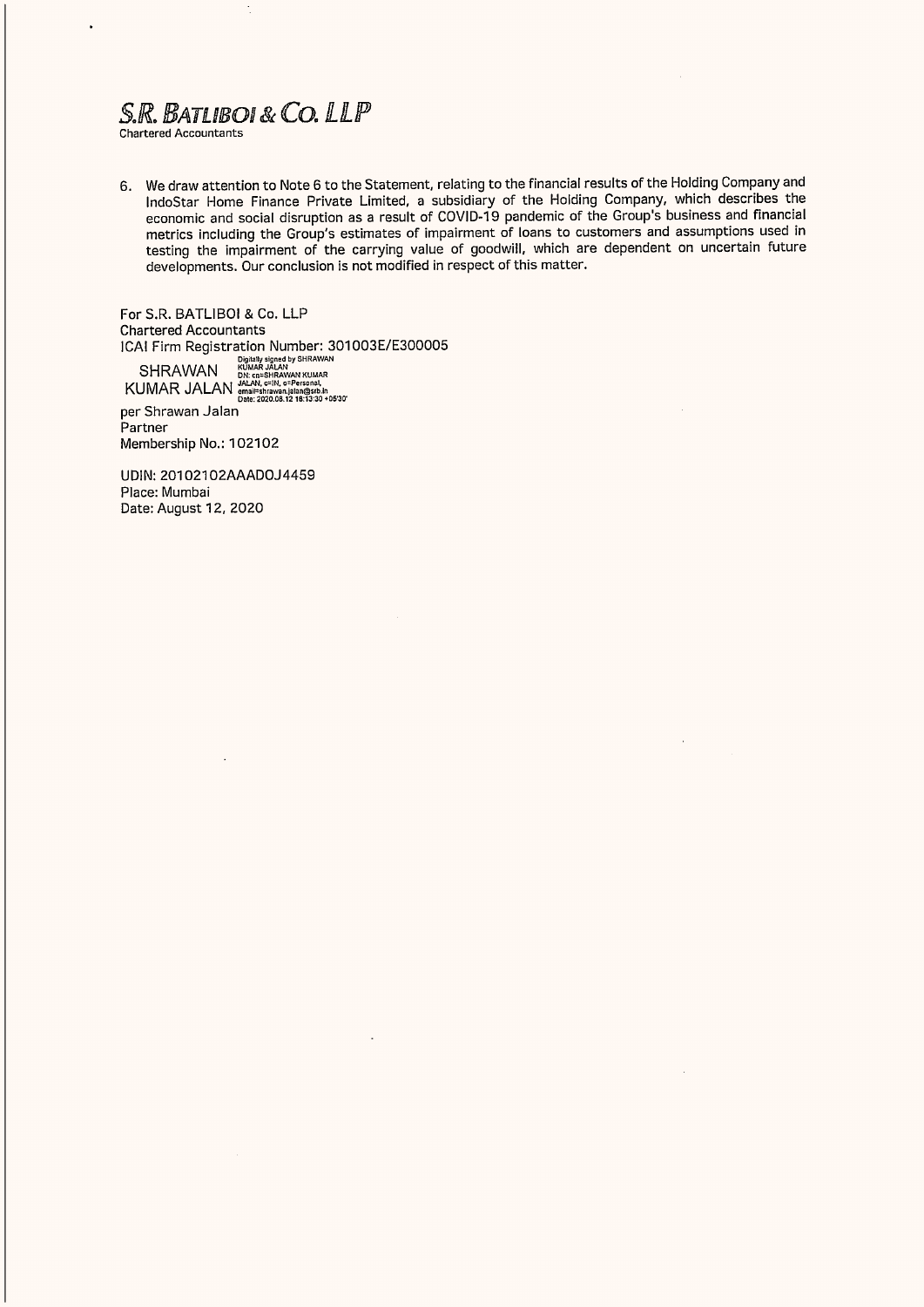*S.R. BATLIBOI & CO. LLP*
Chartered Accountants

6. We draw attention to Note 6 to the Statement, relating to the financial results of the Holding Company and IndoStar Home Finance Private Limited, a subsidiary of the Holding Company, which describes the economic and social disruption as a result of COVID-19 pandemic of the Group's business and financial metrics including the Group's estimates of impairment of loans to customers and assumptions used in testing the impairment of the carrying value of goodwill, which are dependent on uncertain future developments. Our conclusion is not modified in respect of this matter.

For S.R. BATLIBOI & Co. LLP
Chartered Accountants
ICAI Firm Registration Number: 301003E/E300005

SHRAWAN KUMAR JALAN
Digitally signed by SHRAWAN KUMAR JALAN
DN: cn=SHRAWAN KUMAR JALAN, c=IN, o=Personal, email=shrawan.jalan@srb.in
Date: 2020.08.12 16:13:30 +05'30'

per Shrawan Jalan
Partner
Membership No.: 102102

UDIN: 20102102AAADOJ4459
Place: Mumbai
Date: August 12, 2020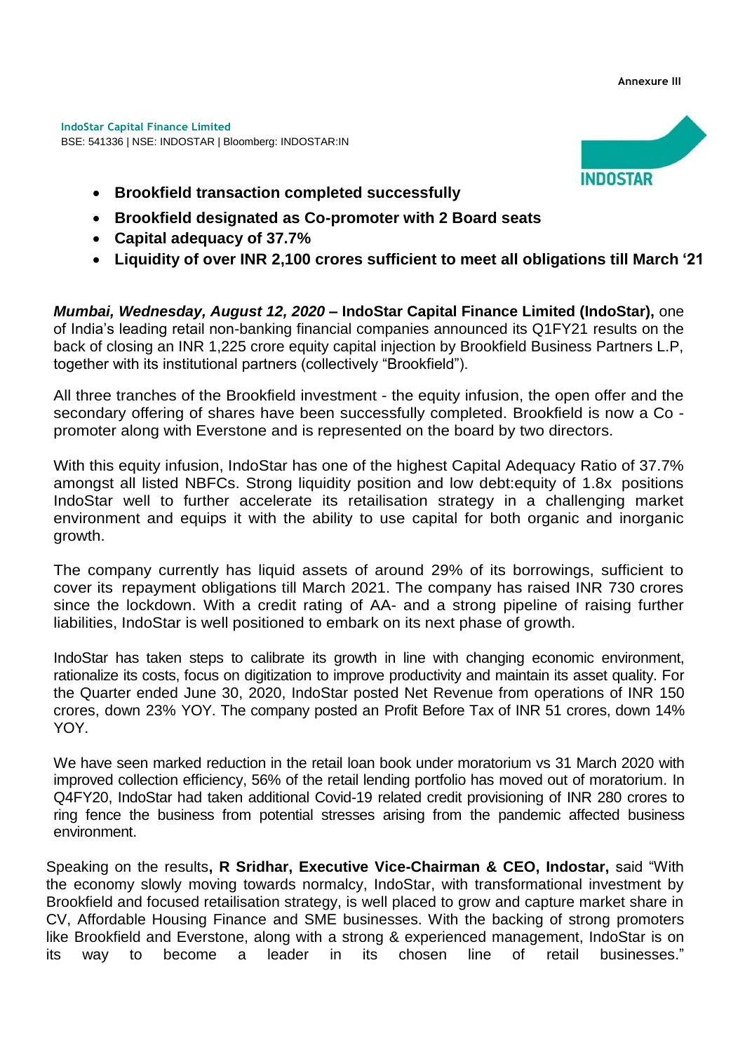Annexure III

**IndoStar Capital Finance Limited**
BSE: 541336 | NSE: INDOSTAR | Bloomberg: INDOSTAR:IN

INDOSTAR

- **Brookfield transaction completed successfully**
- **Brookfield designated as Co-promoter with 2 Board seats**
- **Capital adequacy of 37.7%**
- **Liquidity of over INR 2,100 crores sufficient to meet all obligations till March '21**

***Mumbai, Wednesday, August 12, 2020* – IndoStar Capital Finance Limited (IndoStar),** one of India's leading retail non-banking financial companies announced its Q1FY21 results on the back of closing an INR 1,225 crore equity capital injection by Brookfield Business Partners L.P, together with its institutional partners (collectively "Brookfield").

All three tranches of the Brookfield investment - the equity infusion, the open offer and the secondary offering of shares have been successfully completed. Brookfield is now a Co - promoter along with Everstone and is represented on the board by two directors.

With this equity infusion, IndoStar has one of the highest Capital Adequacy Ratio of 37.7% amongst all listed NBFCs. Strong liquidity position and low debt:equity of 1.8x positions IndoStar well to further accelerate its retailisation strategy in a challenging market environment and equips it with the ability to use capital for both organic and inorganic growth.

The company currently has liquid assets of around 29% of its borrowings, sufficient to cover its repayment obligations till March 2021. The company has raised INR 730 crores since the lockdown. With a credit rating of AA- and a strong pipeline of raising further liabilities, IndoStar is well positioned to embark on its next phase of growth.

IndoStar has taken steps to calibrate its growth in line with changing economic environment, rationalize its costs, focus on digitization to improve productivity and maintain its asset quality. For the Quarter ended June 30, 2020, IndoStar posted Net Revenue from operations of INR 150 crores, down 23% YOY. The company posted an Profit Before Tax of INR 51 crores, down 14% YOY.

We have seen marked reduction in the retail loan book under moratorium vs 31 March 2020 with improved collection efficiency, 56% of the retail lending portfolio has moved out of moratorium. In Q4FY20, IndoStar had taken additional Covid-19 related credit provisioning of INR 280 crores to ring fence the business from potential stresses arising from the pandemic affected business environment.

Speaking on the results**, R Sridhar, Executive Vice-Chairman & CEO, Indostar,** said "With the economy slowly moving towards normalcy, IndoStar, with transformational investment by Brookfield and focused retailisation strategy, is well placed to grow and capture market share in CV, Affordable Housing Finance and SME businesses. With the backing of strong promoters like Brookfield and Everstone, along with a strong & experienced management, IndoStar is on its way to become a leader in its chosen line of retail businesses."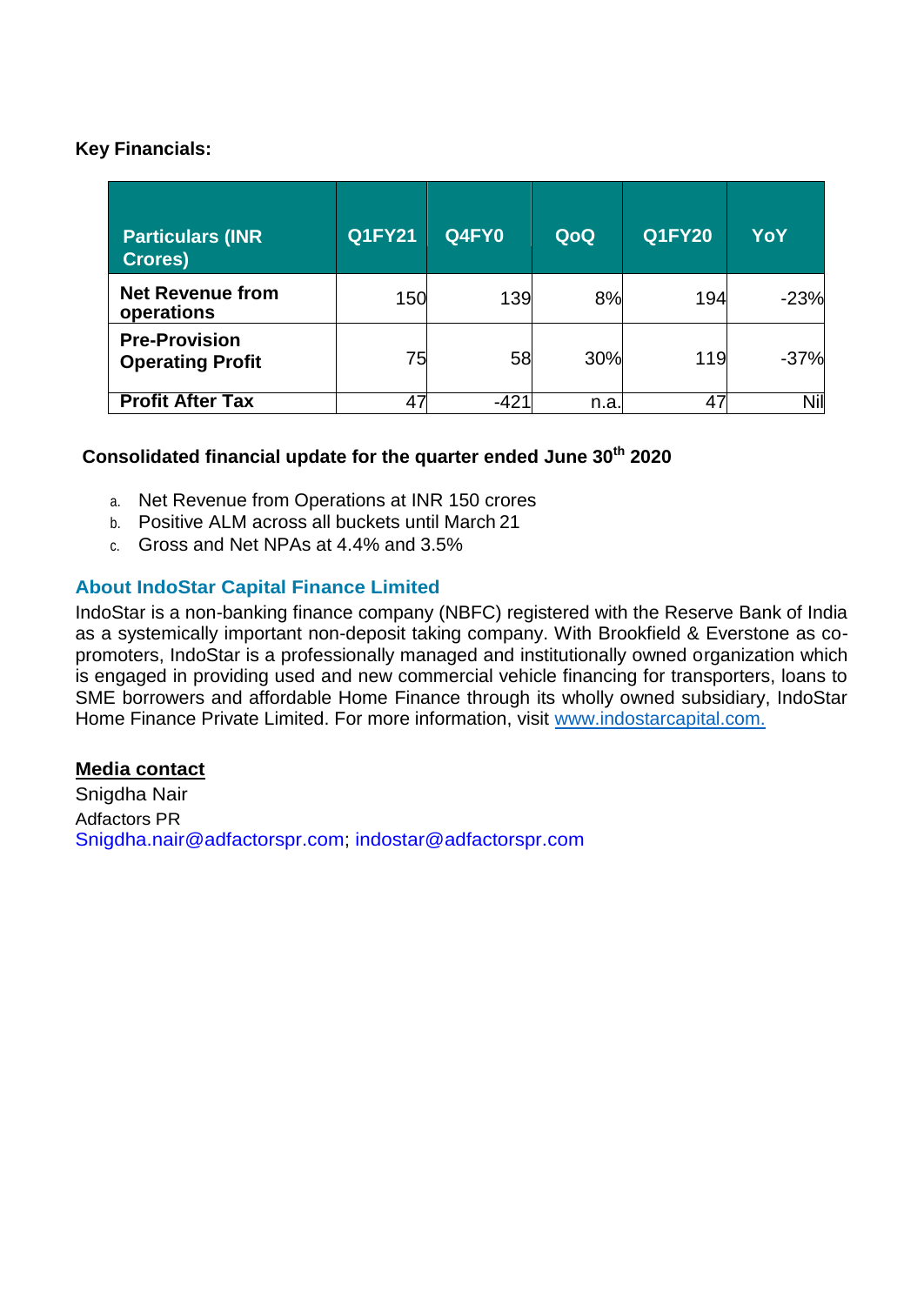**Key Financials:**

| Particulars (INR Crores) | Q1FY21 | Q4FY0 | QoQ | Q1FY20 | YoY |
|---|---|---|---|---|---|
| **Net Revenue from operations** | 150 | 139 | 8% | 194 | -23% |
| **Pre-Provision Operating Profit** | 75 | 58 | 30% | 119 | -37% |
| **Profit After Tax** | 47 | -421 | n.a. | 47 | Nil |

**Consolidated financial update for the quarter ended June 30th 2020**

a. Net Revenue from Operations at INR 150 crores
b. Positive ALM across all buckets until March 21
c. Gross and Net NPAs at 4.4% and 3.5%

## About IndoStar Capital Finance Limited

IndoStar is a non-banking finance company (NBFC) registered with the Reserve Bank of India as a systemically important non-deposit taking company. With Brookfield & Everstone as co-promoters, IndoStar is a professionally managed and institutionally owned organization which is engaged in providing used and new commercial vehicle financing for transporters, loans to SME borrowers and affordable Home Finance through its wholly owned subsidiary, IndoStar Home Finance Private Limited. For more information, visit www.indostarcapital.com.

**Media contact**

Snigdha Nair
Adfactors PR
Snigdha.nair@adfactorspr.com; indostar@adfactorspr.com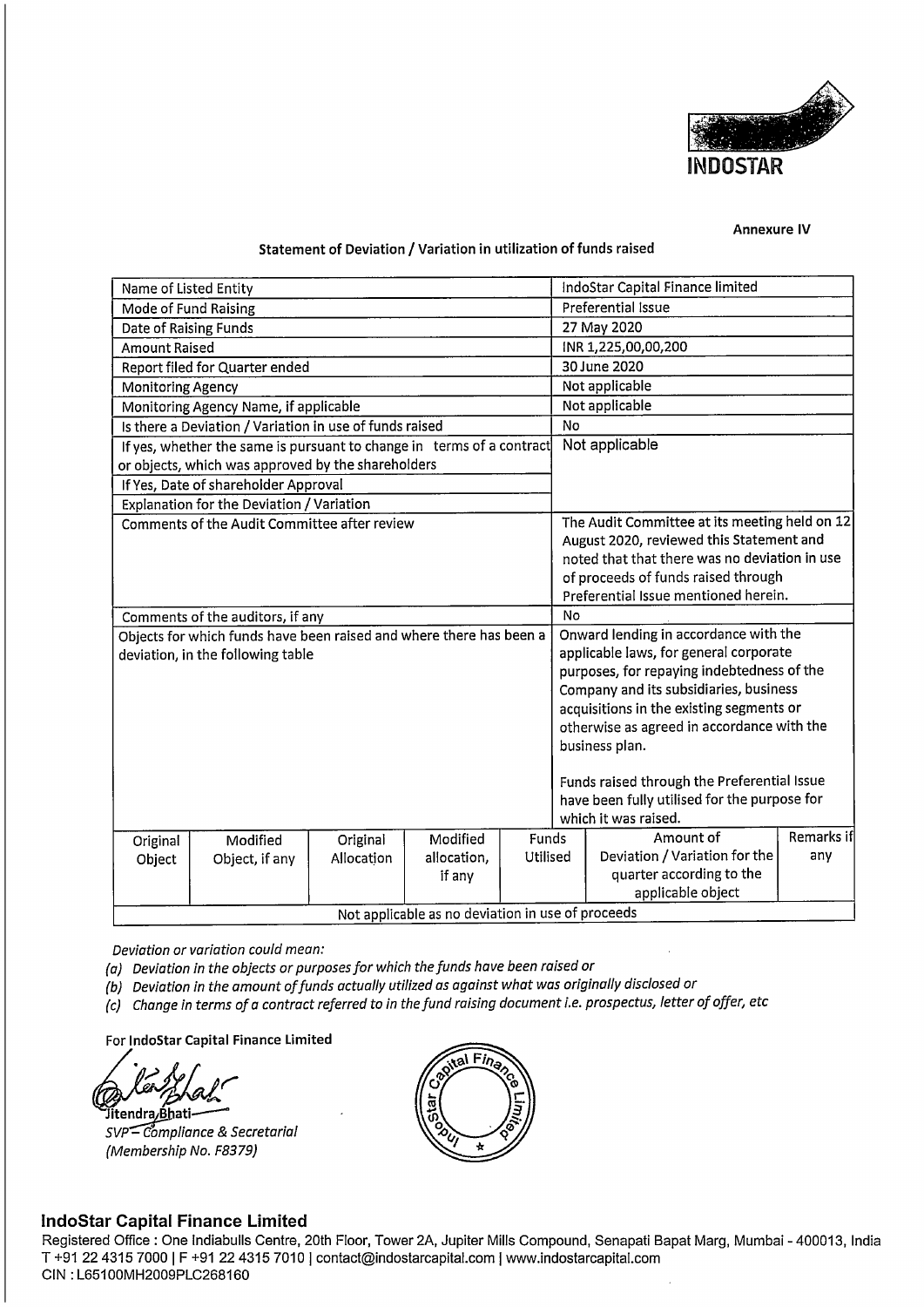**Annexure IV**

**Statement of Deviation / Variation in utilization of funds raised**

| | |
|---|---|
| Name of Listed Entity | IndoStar Capital Finance limited |
| Mode of Fund Raising | Preferential Issue |
| Date of Raising Funds | 27 May 2020 |
| Amount Raised | INR 1,225,00,00,200 |
| Report filed for Quarter ended | 30 June 2020 |
| Monitoring Agency | Not applicable |
| Monitoring Agency Name, if applicable | Not applicable |
| Is there a Deviation / Variation in use of funds raised | No |
| If yes, whether the same is pursuant to change in terms of a contract or objects, which was approved by the shareholders | Not applicable |
| If Yes, Date of shareholder Approval | |
| Explanation for the Deviation / Variation | |
| Comments of the Audit Committee after review | The Audit Committee at its meeting held on 12 August 2020, reviewed this Statement and noted that that there was no deviation in use of proceeds of funds raised through Preferential Issue mentioned herein. |
| Comments of the auditors, if any | No |
| Objects for which funds have been raised and where there has been a deviation, in the following table | Onward lending in accordance with the applicable laws, for general corporate purposes, for repaying indebtedness of the Company and its subsidiaries, business acquisitions in the existing segments or otherwise as agreed in accordance with the business plan.<br><br>Funds raised through the Preferential Issue have been fully utilised for the purpose for which it was raised. |

| Original Object | Modified Object, if any | Original Allocation | Modified allocation, if any | Funds Utilised | Amount of Deviation / Variation for the quarter according to the applicable object | Remarks if any |
|---|---|---|---|---|---|---|
| Not applicable as no deviation in use of proceeds | | | | | | |

*Deviation or variation could mean:*

*(a) Deviation in the objects or purposes for which the funds have been raised or*

*(b) Deviation in the amount of funds actually utilized as against what was originally disclosed or*

*(c) Change in terms of a contract referred to in the fund raising document i.e. prospectus, letter of offer, etc*

For IndoStar Capital Finance Limited

Jitendra Bhati
*SVP – Compliance & Secretarial*
*(Membership No. F8379)*

**IndoStar Capital Finance Limited**
Registered Office : One Indiabulls Centre, 20th Floor, Tower 2A, Jupiter Mills Compound, Senapati Bapat Marg, Mumbai - 400013, India
T +91 22 4315 7000 | F +91 22 4315 7010 | contact@indostarcapital.com | www.indostarcapital.com
CIN : L65100MH2009PLC268160